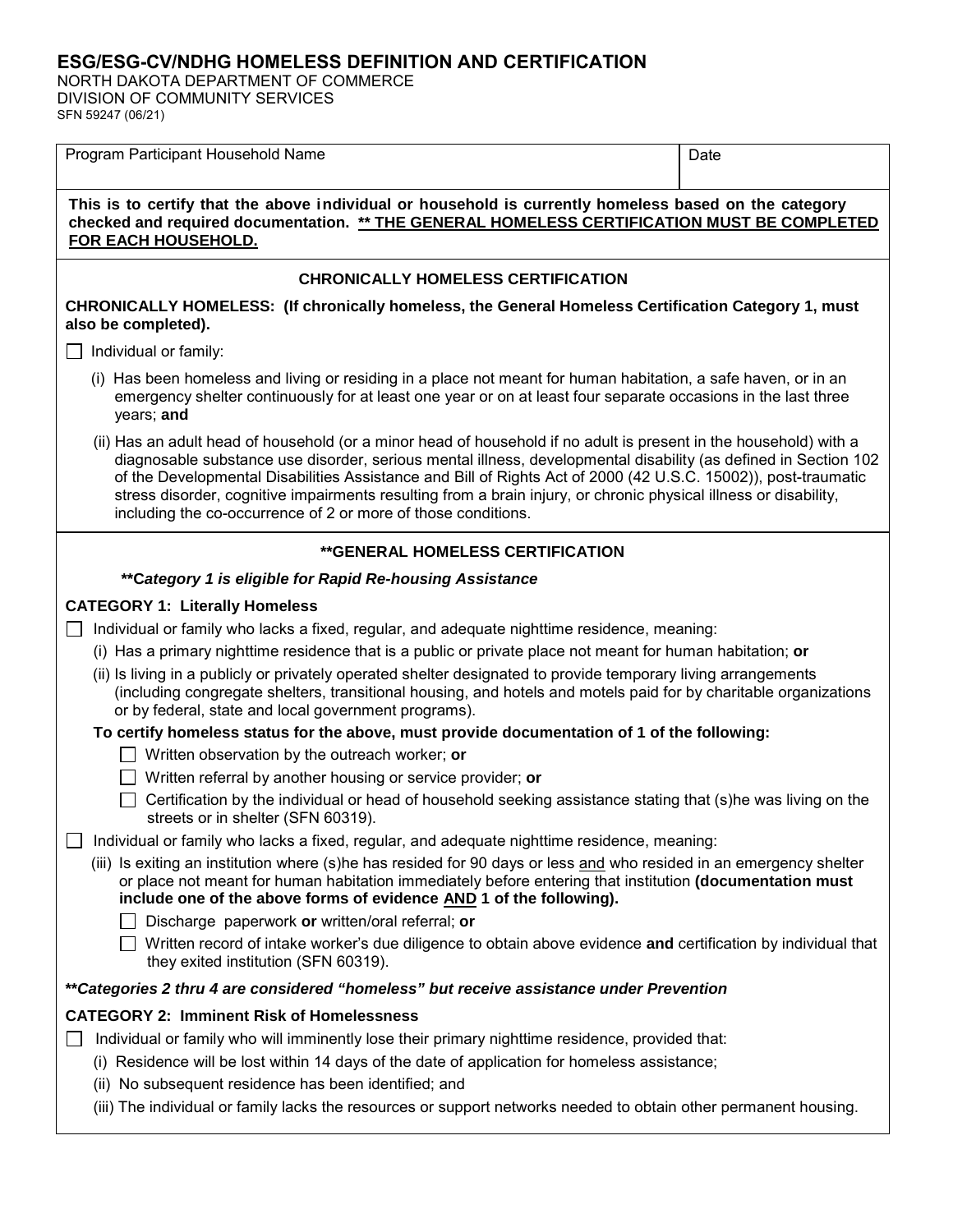# ESG/ESG-CV/NDHG HOMELESS DEFINITION AND CERTIFICATION

NORTH DAKOTA DEPARTMENT OF COMMERCE
DIVISION OF COMMUNITY SERVICES
SFN 59247 (06/21)

| Program Participant Household Name | Date |
|---|---|
| | |

**This is to certify that the above individual or household is currently homeless based on the category checked and required documentation. <u>** THE GENERAL HOMELESS CERTIFICATION MUST BE COMPLETED FOR EACH HOUSEHOLD.</u>**

## CHRONICALLY HOMELESS CERTIFICATION

**CHRONICALLY HOMELESS: (If chronically homeless, the General Homeless Certification Category 1, must also be completed).**

☐ Individual or family:

(i) Has been homeless and living or residing in a place not meant for human habitation, a safe haven, or in an emergency shelter continuously for at least one year or on at least four separate occasions in the last three years; **and**

(ii) Has an adult head of household (or a minor head of household if no adult is present in the household) with a diagnosable substance use disorder, serious mental illness, developmental disability (as defined in Section 102 of the Developmental Disabilities Assistance and Bill of Rights Act of 2000 (42 U.S.C. 15002)), post-traumatic stress disorder, cognitive impairments resulting from a brain injury, or chronic physical illness or disability, including the co-occurrence of 2 or more of those conditions.

## **GENERAL HOMELESS CERTIFICATION

***\*\*Category 1 is eligible for Rapid Re-housing Assistance***

**CATEGORY 1: Literally Homeless**

☐ Individual or family who lacks a fixed, regular, and adequate nighttime residence, meaning:

(i) Has a primary nighttime residence that is a public or private place not meant for human habitation; **or**

(ii) Is living in a publicly or privately operated shelter designated to provide temporary living arrangements (including congregate shelters, transitional housing, and hotels and motels paid for by charitable organizations or by federal, state and local government programs).

**To certify homeless status for the above, must provide documentation of 1 of the following:**

- ☐ Written observation by the outreach worker; **or**
- ☐ Written referral by another housing or service provider; **or**
- ☐ Certification by the individual or head of household seeking assistance stating that (s)he was living on the streets or in shelter (SFN 60319).

☐ Individual or family who lacks a fixed, regular, and adequate nighttime residence, meaning:

(iii) Is exiting an institution where (s)he has resided for 90 days or less <u>and</u> who resided in an emergency shelter or place not meant for human habitation immediately before entering that institution **(documentation must include one of the above forms of evidence <u>AND</u> 1 of the following).**

- ☐ Discharge paperwork **or** written/oral referral; **or**
- ☐ Written record of intake worker's due diligence to obtain above evidence **and** certification by individual that they exited institution (SFN 60319).

***\*\*Categories 2 thru 4 are considered "homeless" but receive assistance under Prevention***

**CATEGORY 2: Imminent Risk of Homelessness**

☐ Individual or family who will imminently lose their primary nighttime residence, provided that:

(i) Residence will be lost within 14 days of the date of application for homeless assistance;

(ii) No subsequent residence has been identified; and

(iii) The individual or family lacks the resources or support networks needed to obtain other permanent housing.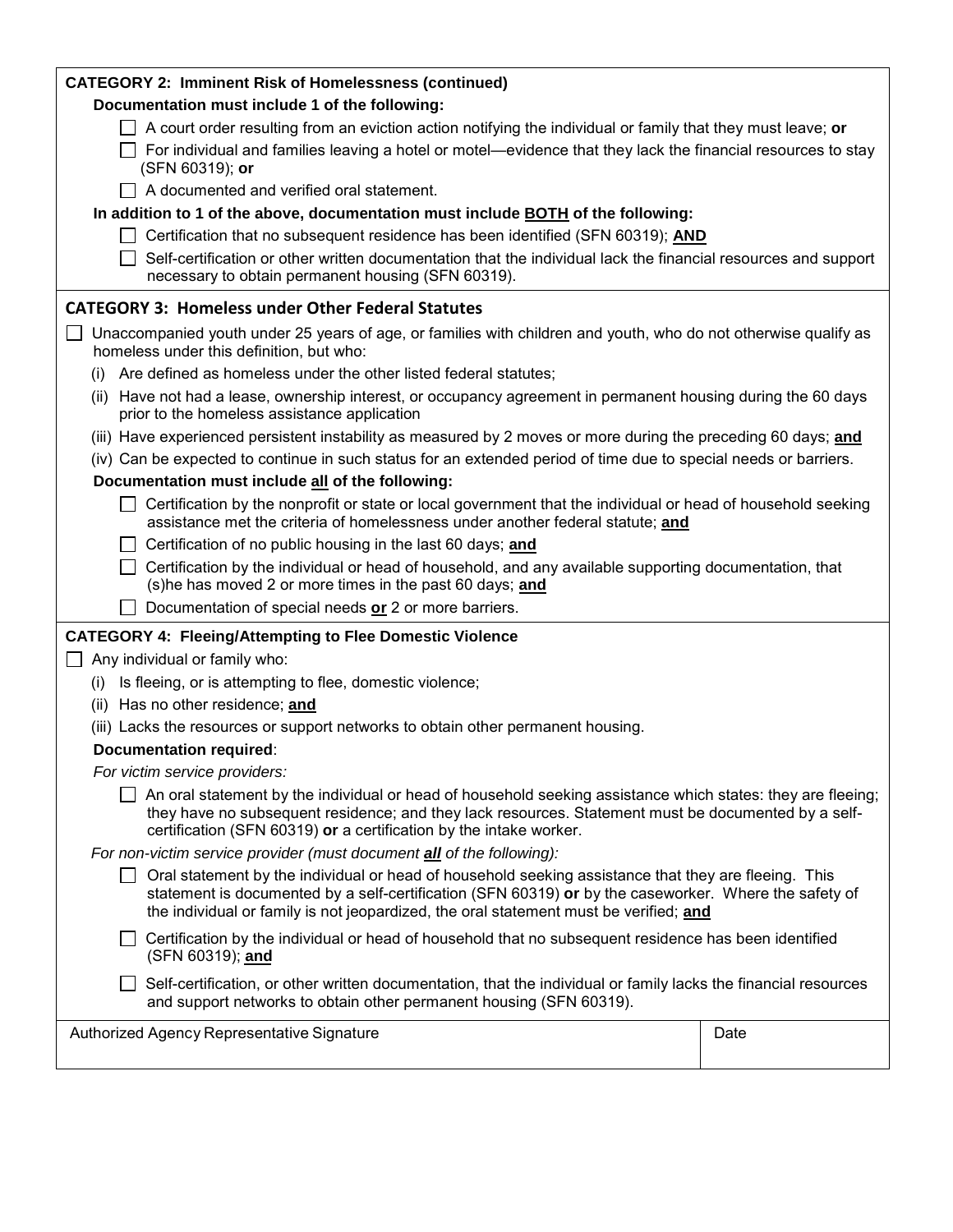**CATEGORY 2: Imminent Risk of Homelessness (continued)**

**Documentation must include 1 of the following:**

- ☐ A court order resulting from an eviction action notifying the individual or family that they must leave; **or**
- ☐ For individual and families leaving a hotel or motel—evidence that they lack the financial resources to stay (SFN 60319); **or**
- ☐ A documented and verified oral statement.

**In addition to 1 of the above, documentation must include BOTH of the following:**

- ☐ Certification that no subsequent residence has been identified (SFN 60319); **AND**
- ☐ Self-certification or other written documentation that the individual lack the financial resources and support necessary to obtain permanent housing (SFN 60319).

**CATEGORY 3: Homeless under Other Federal Statutes**

☐ Unaccompanied youth under 25 years of age, or families with children and youth, who do not otherwise qualify as homeless under this definition, but who:

(i) Are defined as homeless under the other listed federal statutes;

(ii) Have not had a lease, ownership interest, or occupancy agreement in permanent housing during the 60 days prior to the homeless assistance application

(iii) Have experienced persistent instability as measured by 2 moves or more during the preceding 60 days; **and**

(iv) Can be expected to continue in such status for an extended period of time due to special needs or barriers.

**Documentation must include all of the following:**

- ☐ Certification by the nonprofit or state or local government that the individual or head of household seeking assistance met the criteria of homelessness under another federal statute; **and**
- ☐ Certification of no public housing in the last 60 days; **and**
- ☐ Certification by the individual or head of household, and any available supporting documentation, that (s)he has moved 2 or more times in the past 60 days; **and**
- ☐ Documentation of special needs **or** 2 or more barriers.

**CATEGORY 4: Fleeing/Attempting to Flee Domestic Violence**

☐ Any individual or family who:

(i) Is fleeing, or is attempting to flee, domestic violence;

(ii) Has no other residence; **and**

(iii) Lacks the resources or support networks to obtain other permanent housing.

**Documentation required**:

*For victim service providers:*

- ☐ An oral statement by the individual or head of household seeking assistance which states: they are fleeing; they have no subsequent residence; and they lack resources. Statement must be documented by a self-certification (SFN 60319) **or** a certification by the intake worker.

*For non-victim service provider (must document **all** of the following):*

- ☐ Oral statement by the individual or head of household seeking assistance that they are fleeing. This statement is documented by a self-certification (SFN 60319) **or** by the caseworker. Where the safety of the individual or family is not jeopardized, the oral statement must be verified; **and**
- ☐ Certification by the individual or head of household that no subsequent residence has been identified (SFN 60319); **and**
- ☐ Self-certification, or other written documentation, that the individual or family lacks the financial resources and support networks to obtain other permanent housing (SFN 60319).

| Authorized Agency Representative Signature | Date |
|---|---|
| | |